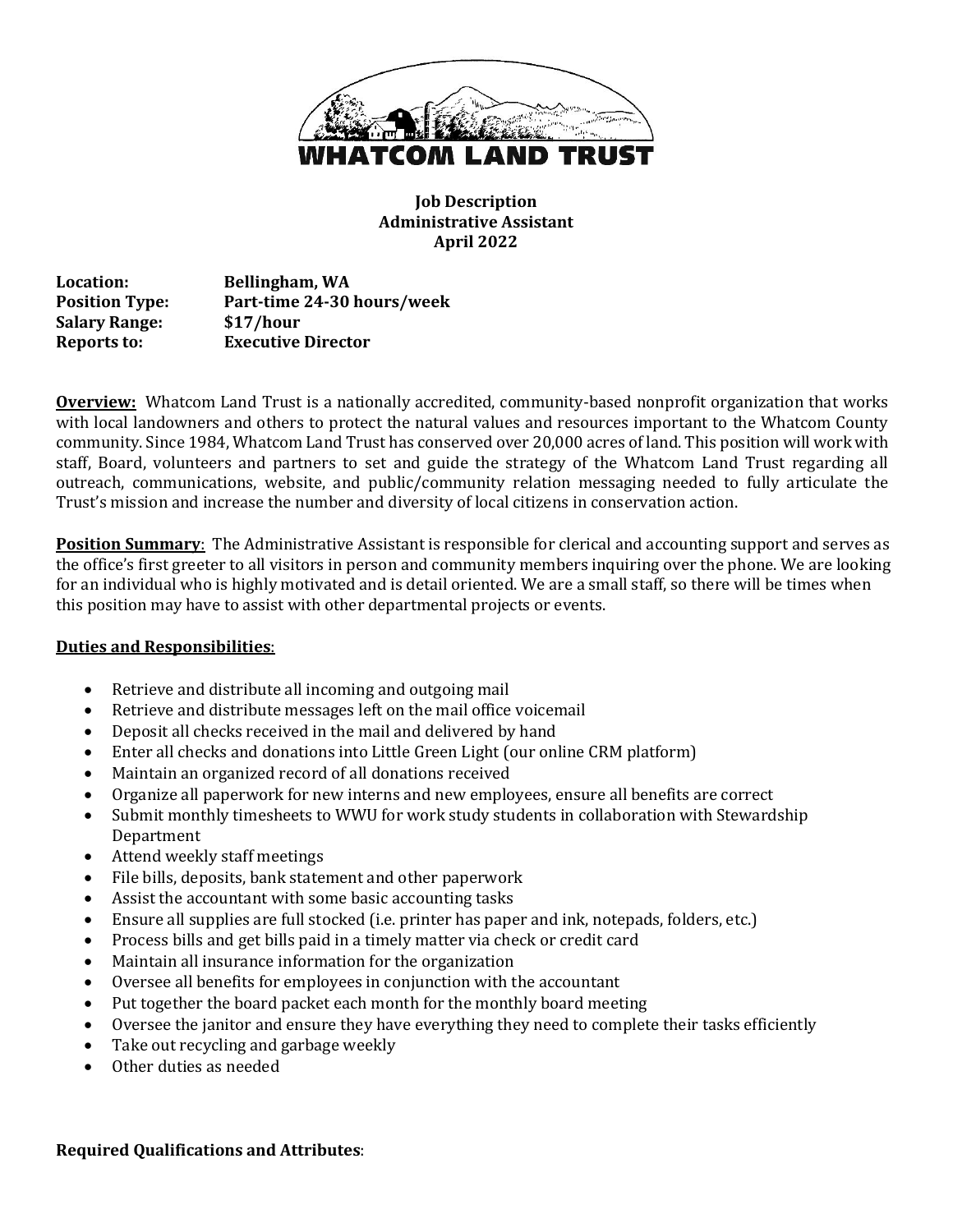**WHATCOM LAND TRUST**

**Job Description**
**Administrative Assistant**
**April 2022**

| | |
|---|---|
| **Location:** | **Bellingham, WA** |
| **Position Type:** | **Part-time 24-30 hours/week** |
| **Salary Range:** | **$17/hour** |
| **Reports to:** | **Executive Director** |

**<u>Overview:</u>** Whatcom Land Trust is a nationally accredited, community-based nonprofit organization that works with local landowners and others to protect the natural values and resources important to the Whatcom County community. Since 1984, Whatcom Land Trust has conserved over 20,000 acres of land. This position will work with staff, Board, volunteers and partners to set and guide the strategy of the Whatcom Land Trust regarding all outreach, communications, website, and public/community relation messaging needed to fully articulate the Trust's mission and increase the number and diversity of local citizens in conservation action.

**<u>Position Summary</u>**: The Administrative Assistant is responsible for clerical and accounting support and serves as the office's first greeter to all visitors in person and community members inquiring over the phone. We are looking for an individual who is highly motivated and is detail oriented. We are a small staff, so there will be times when this position may have to assist with other departmental projects or events.

**<u>Duties and Responsibilities</u>**:

- Retrieve and distribute all incoming and outgoing mail
- Retrieve and distribute messages left on the mail office voicemail
- Deposit all checks received in the mail and delivered by hand
- Enter all checks and donations into Little Green Light (our online CRM platform)
- Maintain an organized record of all donations received
- Organize all paperwork for new interns and new employees, ensure all benefits are correct
- Submit monthly timesheets to WWU for work study students in collaboration with Stewardship Department
- Attend weekly staff meetings
- File bills, deposits, bank statement and other paperwork
- Assist the accountant with some basic accounting tasks
- Ensure all supplies are full stocked (i.e. printer has paper and ink, notepads, folders, etc.)
- Process bills and get bills paid in a timely matter via check or credit card
- Maintain all insurance information for the organization
- Oversee all benefits for employees in conjunction with the accountant
- Put together the board packet each month for the monthly board meeting
- Oversee the janitor and ensure they have everything they need to complete their tasks efficiently
- Take out recycling and garbage weekly
- Other duties as needed

**Required Qualifications and Attributes**: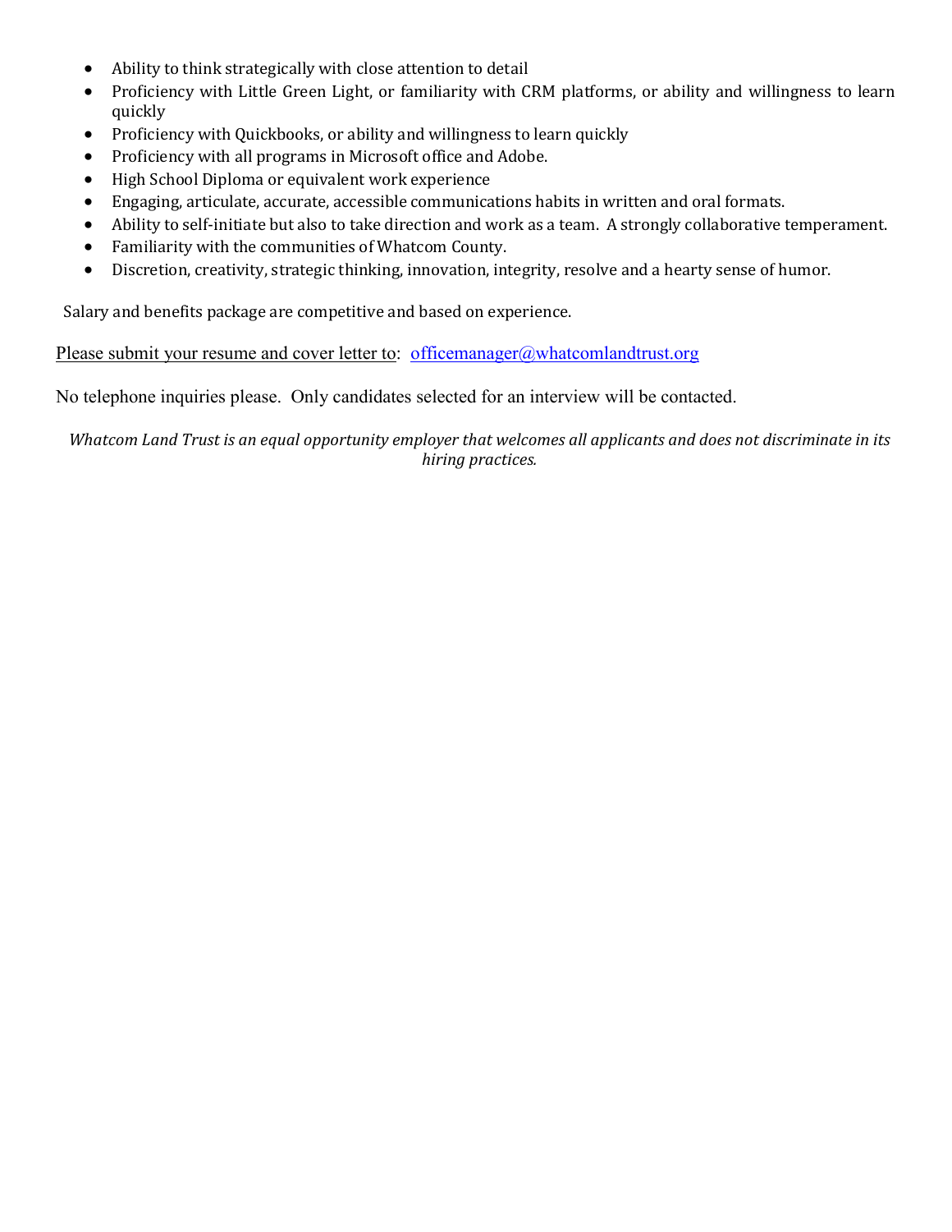- Ability to think strategically with close attention to detail
- Proficiency with Little Green Light, or familiarity with CRM platforms, or ability and willingness to learn quickly
- Proficiency with Quickbooks, or ability and willingness to learn quickly
- Proficiency with all programs in Microsoft office and Adobe.
- High School Diploma or equivalent work experience
- Engaging, articulate, accurate, accessible communications habits in written and oral formats.
- Ability to self-initiate but also to take direction and work as a team. A strongly collaborative temperament.
- Familiarity with the communities of Whatcom County.
- Discretion, creativity, strategic thinking, innovation, integrity, resolve and a hearty sense of humor.

Salary and benefits package are competitive and based on experience.

Please submit your resume and cover letter to: officemanager@whatcomlandtrust.org

No telephone inquiries please. Only candidates selected for an interview will be contacted.

*Whatcom Land Trust is an equal opportunity employer that welcomes all applicants and does not discriminate in its hiring practices.*